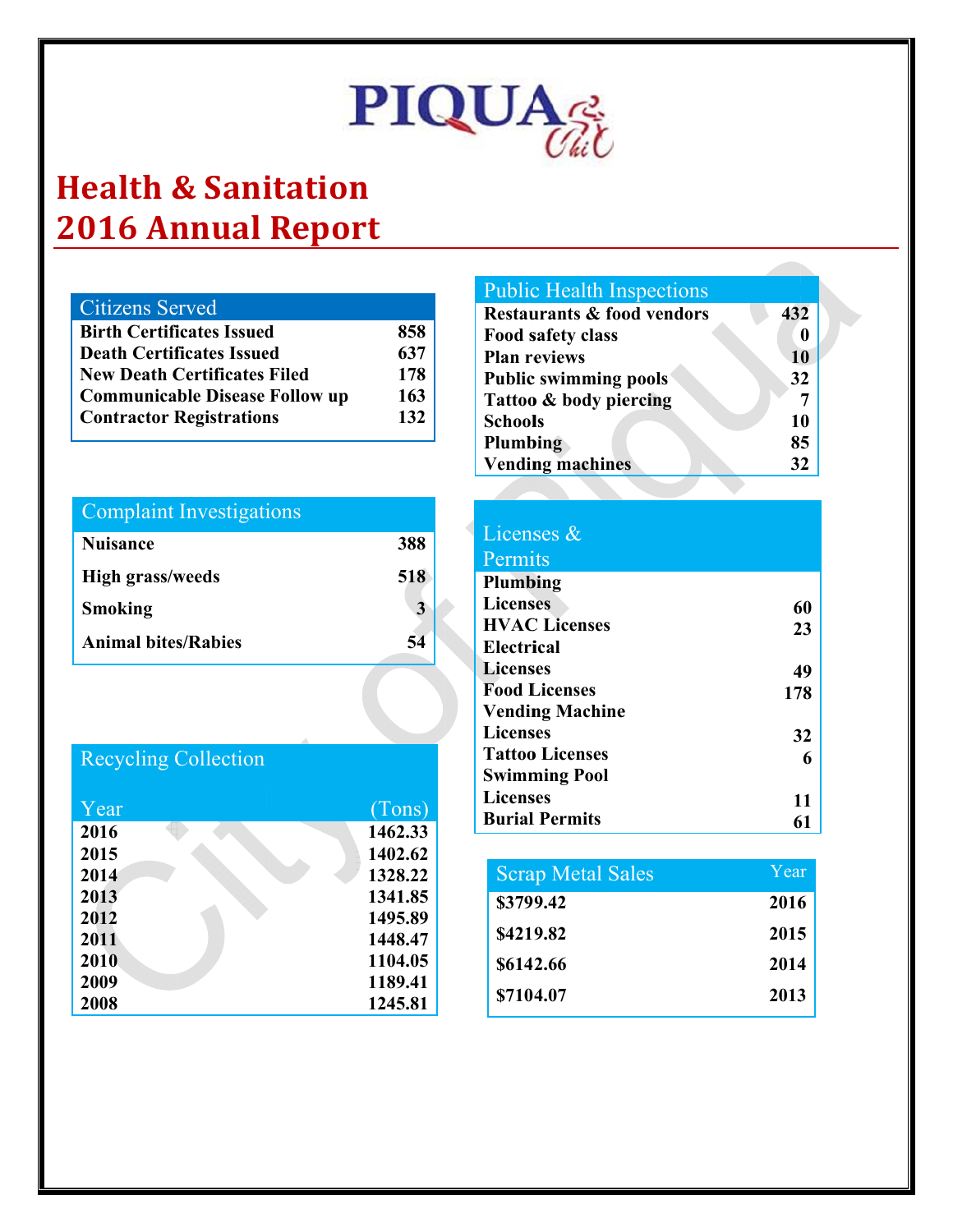PIQUA

# Health & Sanitation
# 2016 Annual Report

| Citizens Served | |
|---|---|
| Birth Certificates Issued | 858 |
| Death Certificates Issued | 637 |
| New Death Certificates Filed | 178 |
| Communicable Disease Follow up | 163 |
| Contractor Registrations | 132 |

| Public Health Inspections | |
|---|---|
| Restaurants & food vendors | 432 |
| Food safety class | 0 |
| Plan reviews | 10 |
| Public swimming pools | 32 |
| Tattoo & body piercing | 7 |
| Schools | 10 |
| Plumbing | 85 |
| Vending machines | 32 |

| Complaint Investigations | |
|---|---|
| Nuisance | 388 |
| High grass/weeds | 518 |
| Smoking | 3 |
| Animal bites/Rabies | 54 |

| Licenses & Permits | |
|---|---|
| Plumbing Licenses | 60 |
| HVAC Licenses | 23 |
| Electrical Licenses | 49 |
| Food Licenses | 178 |
| Vending Machine Licenses | 32 |
| Tattoo Licenses | 6 |
| Swimming Pool Licenses | 11 |
| Burial Permits | 61 |

Recycling Collection

| Year | (Tons) |
|---|---|
| 2016 | 1462.33 |
| 2015 | 1402.62 |
| 2014 | 1328.22 |
| 2013 | 1341.85 |
| 2012 | 1495.89 |
| 2011 | 1448.47 |
| 2010 | 1104.05 |
| 2009 | 1189.41 |
| 2008 | 1245.81 |

| Scrap Metal Sales | Year |
|---|---|
| $3799.42 | 2016 |
| $4219.82 | 2015 |
| $6142.66 | 2014 |
| $7104.07 | 2013 |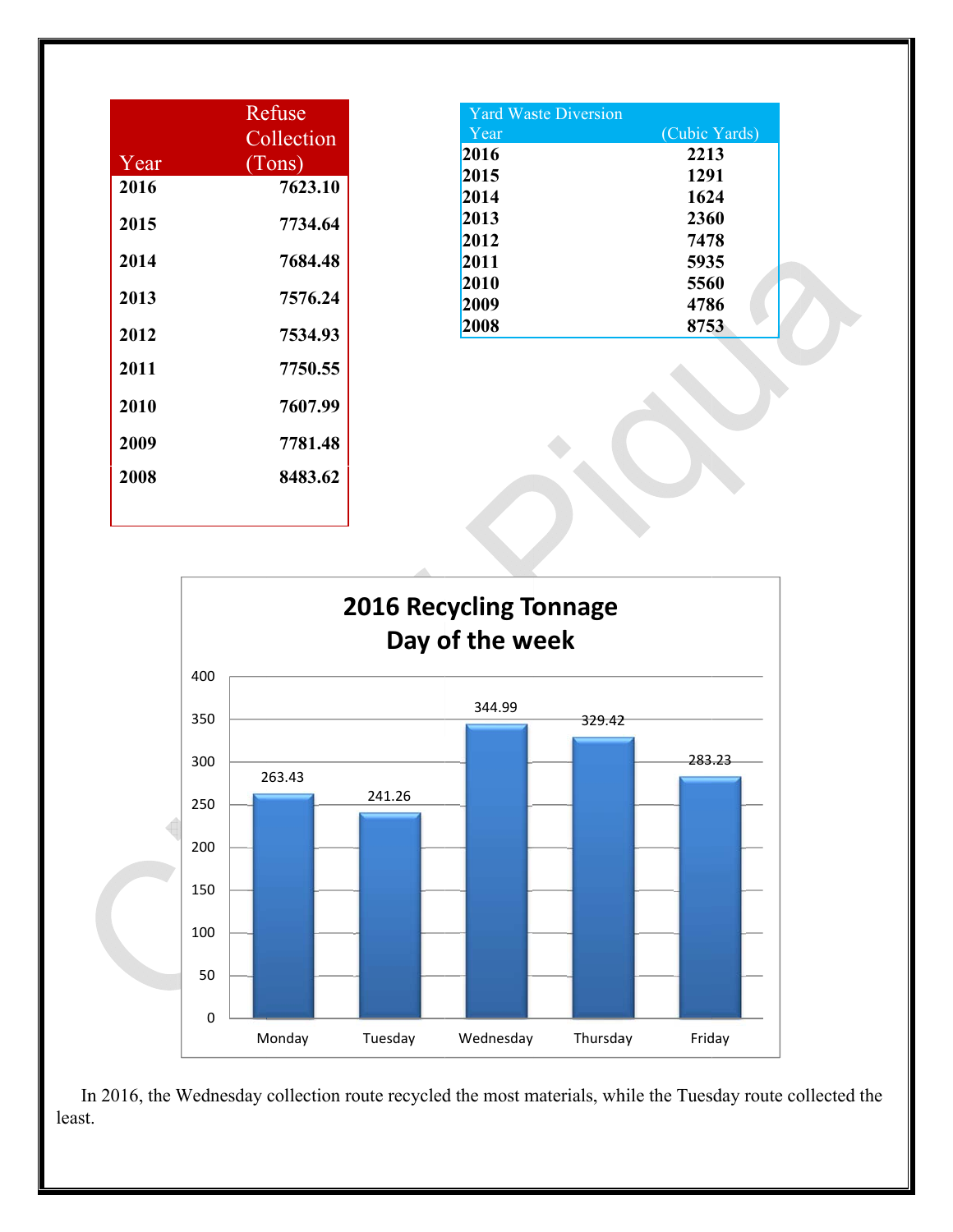| Year | Refuse Collection (Tons) |
|---|---|
| **2016** | **7623.10** |
| **2015** | **7734.64** |
| **2014** | **7684.48** |
| **2013** | **7576.24** |
| **2012** | **7534.93** |
| **2011** | **7750.55** |
| **2010** | **7607.99** |
| **2009** | **7781.48** |
| **2008** | **8483.62** |

| Yard Waste Diversion Year | (Cubic Yards) |
|---|---|
| **2016** | **2213** |
| **2015** | **1291** |
| **2014** | **1624** |
| **2013** | **2360** |
| **2012** | **7478** |
| **2011** | **5935** |
| **2010** | **5560** |
| **2009** | **4786** |
| **2008** | **8753** |

**2016 Recycling Tonnage Day of the week**

| Day | Tonnage |
|---|---|
| Monday | 263.43 |
| Tuesday | 241.26 |
| Wednesday | 344.99 |
| Thursday | 329.42 |
| Friday | 283.23 |

In 2016, the Wednesday collection route recycled the most materials, while the Tuesday route collected the least.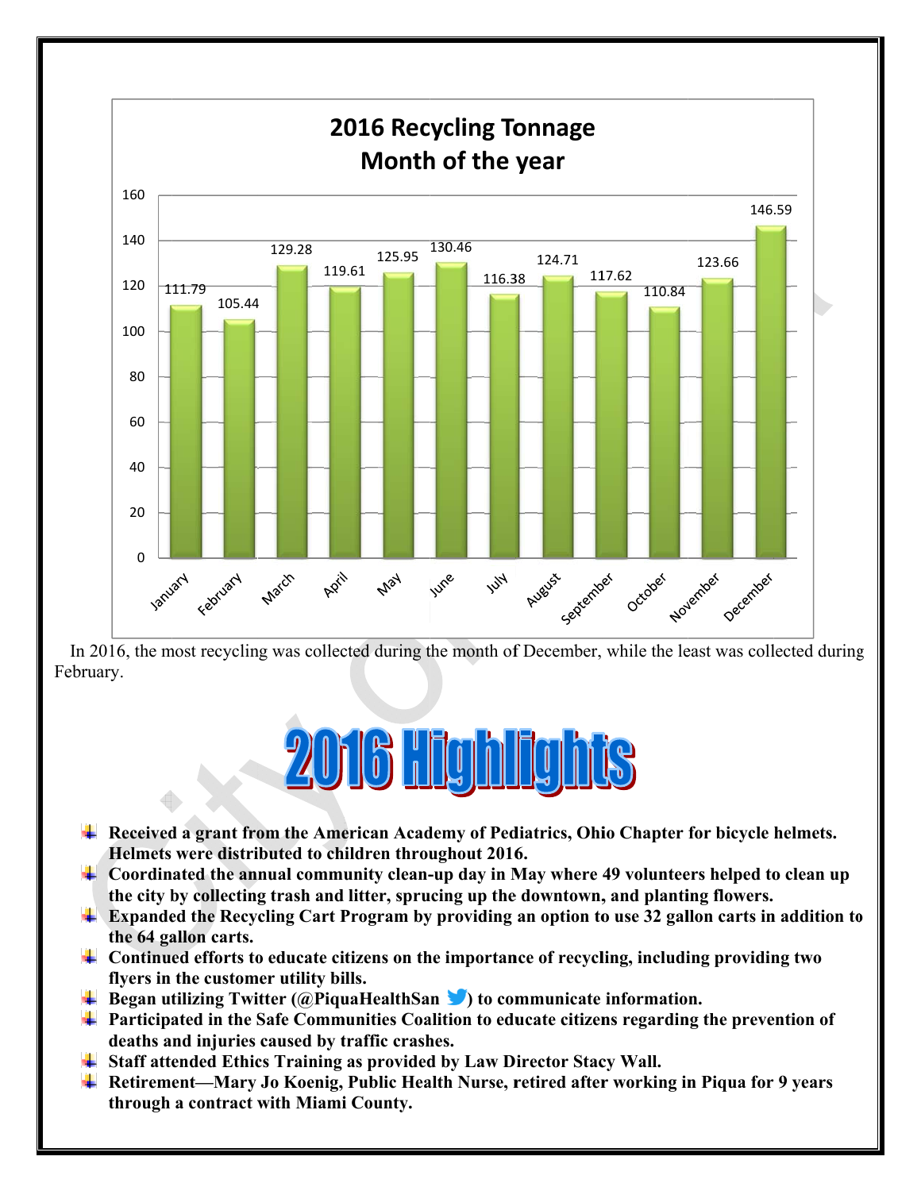## 2016 Recycling Tonnage Month of the year

| Month | Tonnage |
|---|---|
| January | 111.79 |
| February | 105.44 |
| March | 129.28 |
| April | 119.61 |
| May | 125.95 |
| June | 130.46 |
| July | 116.38 |
| August | 124.71 |
| September | 117.62 |
| October | 110.84 |
| November | 123.66 |
| December | 146.59 |

In 2016, the most recycling was collected during the month of December, while the least was collected during February.

# 2016 Highlights

- **Received a grant from the American Academy of Pediatrics, Ohio Chapter for bicycle helmets. Helmets were distributed to children throughout 2016.**
- **Coordinated the annual community clean-up day in May where 49 volunteers helped to clean up the city by collecting trash and litter, sprucing up the downtown, and planting flowers.**
- **Expanded the Recycling Cart Program by providing an option to use 32 gallon carts in addition to the 64 gallon carts.**
- **Continued efforts to educate citizens on the importance of recycling, including providing two flyers in the customer utility bills.**
- **Began utilizing Twitter (@PiquaHealthSan) to communicate information.**
- **Participated in the Safe Communities Coalition to educate citizens regarding the prevention of deaths and injuries caused by traffic crashes.**
- **Staff attended Ethics Training as provided by Law Director Stacy Wall.**
- **Retirement—Mary Jo Koenig, Public Health Nurse, retired after working in Piqua for 9 years through a contract with Miami County.**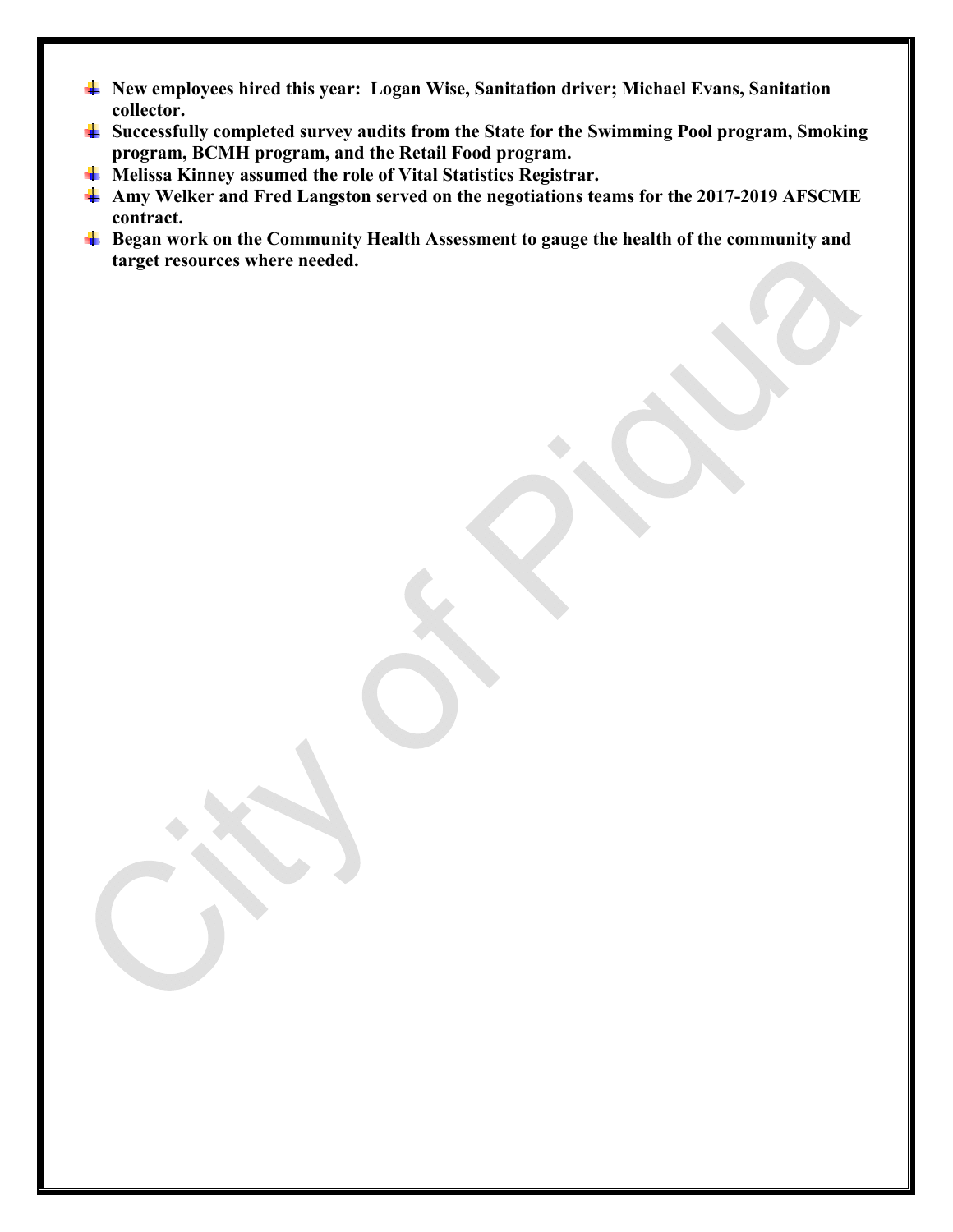- **New employees hired this year: Logan Wise, Sanitation driver; Michael Evans, Sanitation collector.**
- **Successfully completed survey audits from the State for the Swimming Pool program, Smoking program, BCMH program, and the Retail Food program.**
- **Melissa Kinney assumed the role of Vital Statistics Registrar.**
- **Amy Welker and Fred Langston served on the negotiations teams for the 2017-2019 AFSCME contract.**
- **Began work on the Community Health Assessment to gauge the health of the community and target resources where needed.**